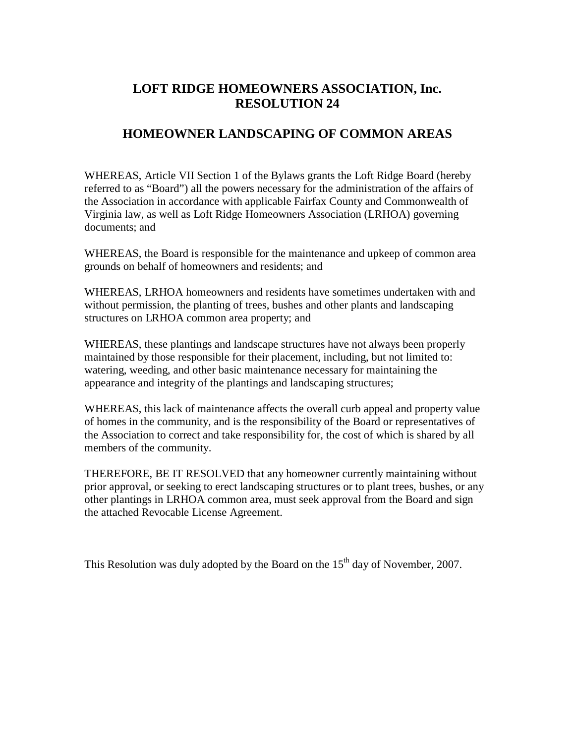# LOFT RIDGE HOMEOWNERS ASSOCIATION, Inc.
# RESOLUTION 24

## HOMEOWNER LANDSCAPING OF COMMON AREAS

WHEREAS, Article VII Section 1 of the Bylaws grants the Loft Ridge Board (hereby referred to as "Board") all the powers necessary for the administration of the affairs of the Association in accordance with applicable Fairfax County and Commonwealth of Virginia law, as well as Loft Ridge Homeowners Association (LRHOA) governing documents; and

WHEREAS, the Board is responsible for the maintenance and upkeep of common area grounds on behalf of homeowners and residents; and

WHEREAS, LRHOA homeowners and residents have sometimes undertaken with and without permission, the planting of trees, bushes and other plants and landscaping structures on LRHOA common area property; and

WHEREAS, these plantings and landscape structures have not always been properly maintained by those responsible for their placement, including, but not limited to: watering, weeding, and other basic maintenance necessary for maintaining the appearance and integrity of the plantings and landscaping structures;

WHEREAS, this lack of maintenance affects the overall curb appeal and property value of homes in the community, and is the responsibility of the Board or representatives of the Association to correct and take responsibility for, the cost of which is shared by all members of the community.

THEREFORE, BE IT RESOLVED that any homeowner currently maintaining without prior approval, or seeking to erect landscaping structures or to plant trees, bushes, or any other plantings in LRHOA common area, must seek approval from the Board and sign the attached Revocable License Agreement.

This Resolution was duly adopted by the Board on the 15th day of November, 2007.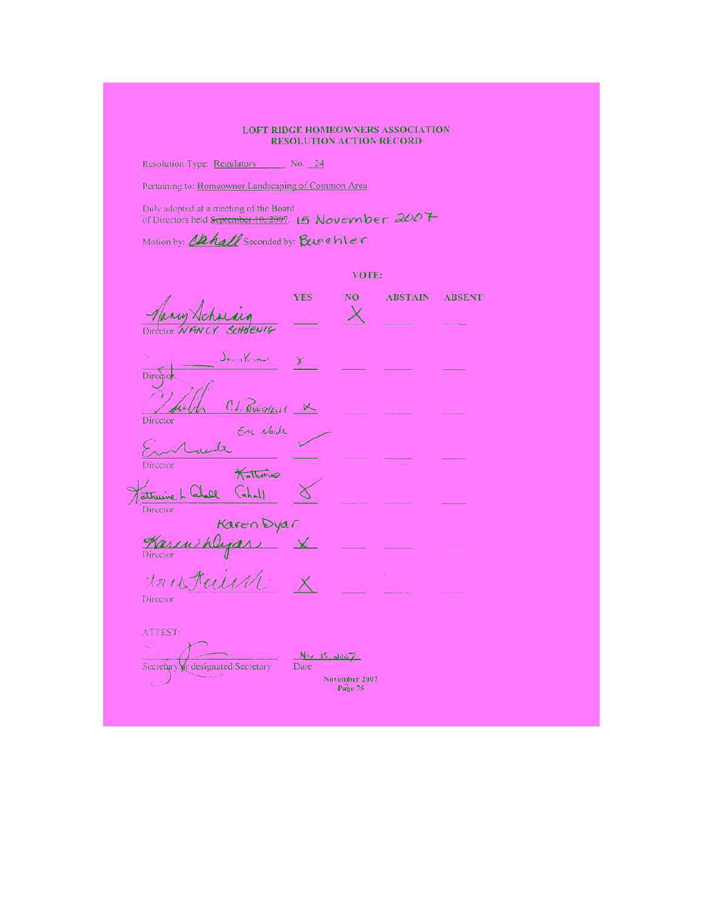**LOFT RIDGE HOMEOWNERS ASSOCIATION**
**RESOLUTION ACTION RECORD**

Resolution Type: Regulatory No. 24

Pertaining to: Homeowner Landscaping of Common Area

Duly adopted at a meeting of the Board of Directors held ~~September 10, 2007~~. 15 November 2007

Motion by: Cahall Seconded by: Buechler

**VOTE:**

| | YES | NO | ABSTAIN | ABSENT |
|---|---|---|---|---|
| Director NANCY SCHOENIG | | X | | |
| Director Jerry Kimmel | x | | | |
| Director C.L. Buechler | x | | | |
| Director Eric Naido | ✓ | | | |
| Director Katherine Cahall | X | | | |
| Director Karen Dyar | X | | | |
| Director | X | | | |

ATTEST:

Secretary or designated Secretary

Date: Nov 15, 2007

November 2007